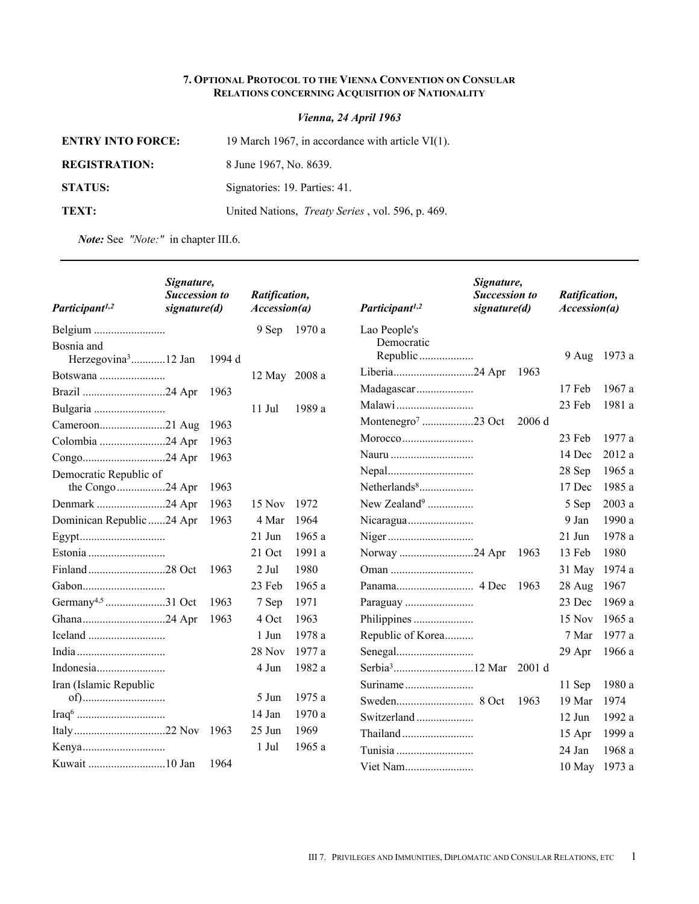# 7. Optional Protocol to the Vienna Convention on Consular Relations concerning Acquisition of Nationality

*Vienna, 24 April 1963*

**ENTRY INTO FORCE:** 19 March 1967, in accordance with article VI(1).

**REGISTRATION:** 8 June 1967, No. 8639.

**STATUS:** Signatories: 19. Parties: 41.

**TEXT:** United Nations, *Treaty Series* , vol. 596, p. 469.

***Note:*** See *"Note:"* in chapter III.6.

| *Participant*[1,2] | *Signature, Succession to signature(d)* | *Ratification, Accession(a)* |
|---|---|---|
| Belgium | | 9 Sep 1970 a |
| Bosnia and Herzegovina[3] | 12 Jan 1994 d | |
| Botswana | | 12 May 2008 a |
| Brazil | 24 Apr 1963 | |
| Bulgaria | | 11 Jul 1989 a |
| Cameroon | 21 Aug 1963 | |
| Colombia | 24 Apr 1963 | |
| Congo | 24 Apr 1963 | |
| Democratic Republic of the Congo | 24 Apr 1963 | |
| Denmark | 24 Apr 1963 | 15 Nov 1972 |
| Dominican Republic | 24 Apr 1963 | 4 Mar 1964 |
| Egypt | | 21 Jun 1965 a |
| Estonia | | 21 Oct 1991 a |
| Finland | 28 Oct 1963 | 2 Jul 1980 |
| Gabon | | 23 Feb 1965 a |
| Germany[4,5] | 31 Oct 1963 | 7 Sep 1971 |
| Ghana | 24 Apr 1963 | 4 Oct 1963 |
| Iceland | | 1 Jun 1978 a |
| India | | 28 Nov 1977 a |
| Indonesia | | 4 Jun 1982 a |
| Iran (Islamic Republic of) | | 5 Jun 1975 a |
| Iraq[6] | | 14 Jan 1970 a |
| Italy | 22 Nov 1963 | 25 Jun 1969 |
| Kenya | | 1 Jul 1965 a |
| Kuwait | 10 Jan 1964 | |
| Lao People's Democratic Republic | | 9 Aug 1973 a |
| Liberia | 24 Apr 1963 | |
| Madagascar | | 17 Feb 1967 a |
| Malawi | | 23 Feb 1981 a |
| Montenegro[7] | 23 Oct 2006 d | |
| Morocco | | 23 Feb 1977 a |
| Nauru | | 14 Dec 2012 a |
| Nepal | | 28 Sep 1965 a |
| Netherlands[8] | | 17 Dec 1985 a |
| New Zealand[9] | | 5 Sep 2003 a |
| Nicaragua | | 9 Jan 1990 a |
| Niger | | 21 Jun 1978 a |
| Norway | 24 Apr 1963 | 13 Feb 1980 |
| Oman | | 31 May 1974 a |
| Panama | 4 Dec 1963 | 28 Aug 1967 |
| Paraguay | | 23 Dec 1969 a |
| Philippines | | 15 Nov 1965 a |
| Republic of Korea | | 7 Mar 1977 a |
| Senegal | | 29 Apr 1966 a |
| Serbia[3] | 12 Mar 2001 d | |
| Suriname | | 11 Sep 1980 a |
| Sweden | 8 Oct 1963 | 19 Mar 1974 |
| Switzerland | | 12 Jun 1992 a |
| Thailand | | 15 Apr 1999 a |
| Tunisia | | 24 Jan 1968 a |
| Viet Nam | | 10 May 1973 a |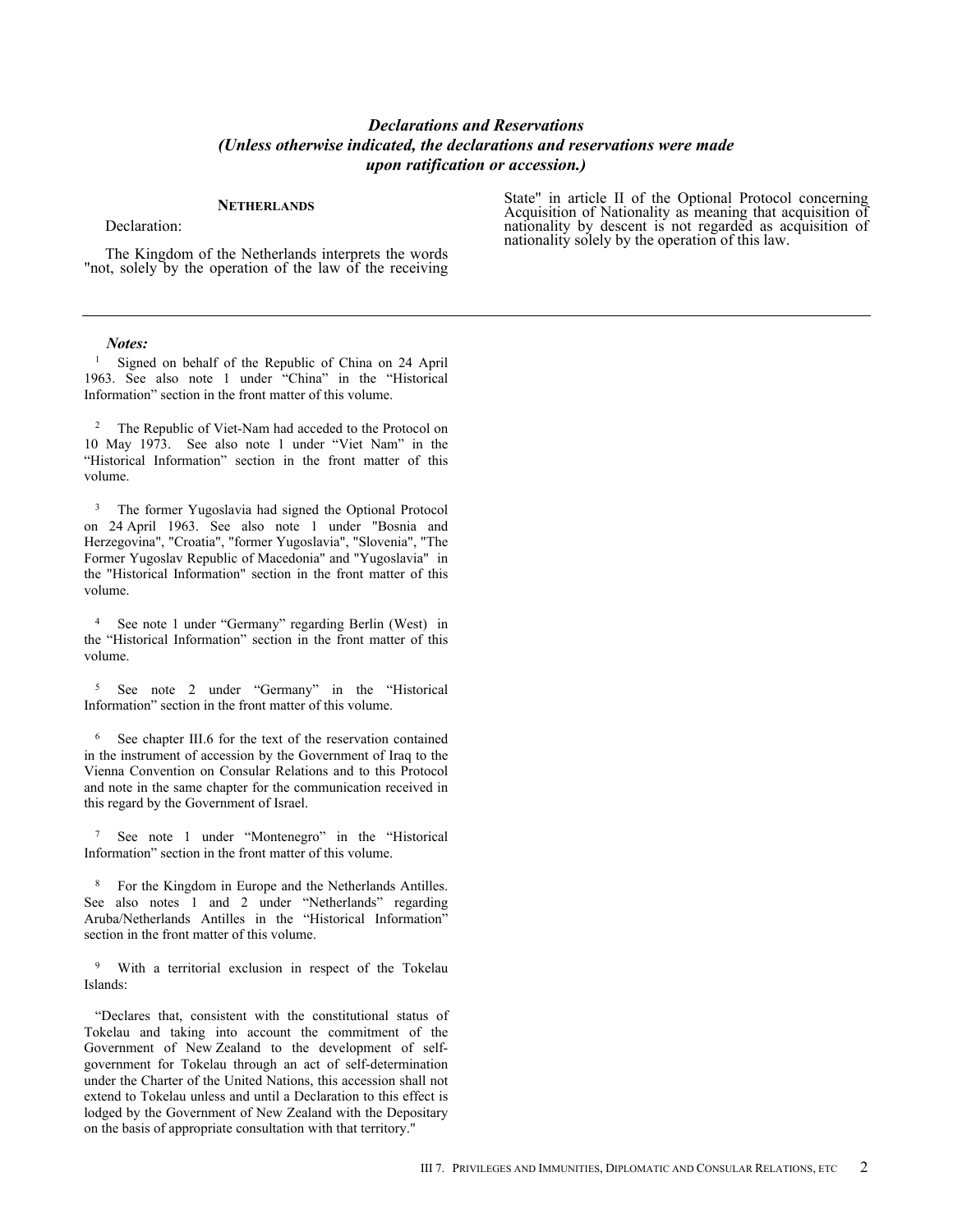### *Declarations and Reservations*
### *(Unless otherwise indicated, the declarations and reservations were made upon ratification or accession.)*

**NETHERLANDS**

Declaration:

The Kingdom of the Netherlands interprets the words "not, solely by the operation of the law of the receiving State" in article II of the Optional Protocol concerning Acquisition of Nationality as meaning that acquisition of nationality by descent is not regarded as acquisition of nationality solely by the operation of this law.

---

***Notes:***

[1] Signed on behalf of the Republic of China on 24 April 1963. See also note 1 under "China" in the "Historical Information" section in the front matter of this volume.

[2] The Republic of Viet-Nam had acceded to the Protocol on 10 May 1973. See also note 1 under "Viet Nam" in the "Historical Information" section in the front matter of this volume.

[3] The former Yugoslavia had signed the Optional Protocol on 24 April 1963. See also note 1 under "Bosnia and Herzegovina", "Croatia", "former Yugoslavia", "Slovenia", "The Former Yugoslav Republic of Macedonia" and "Yugoslavia" in the "Historical Information" section in the front matter of this volume.

[4] See note 1 under "Germany" regarding Berlin (West) in the "Historical Information" section in the front matter of this volume.

[5] See note 2 under "Germany" in the "Historical Information" section in the front matter of this volume.

[6] See chapter III.6 for the text of the reservation contained in the instrument of accession by the Government of Iraq to the Vienna Convention on Consular Relations and to this Protocol and note in the same chapter for the communication received in this regard by the Government of Israel.

[7] See note 1 under "Montenegro" in the "Historical Information" section in the front matter of this volume.

[8] For the Kingdom in Europe and the Netherlands Antilles. See also notes 1 and 2 under "Netherlands" regarding Aruba/Netherlands Antilles in the "Historical Information" section in the front matter of this volume.

[9] With a territorial exclusion in respect of the Tokelau Islands:

"Declares that, consistent with the constitutional status of Tokelau and taking into account the commitment of the Government of New Zealand to the development of self-government for Tokelau through an act of self-determination under the Charter of the United Nations, this accession shall not extend to Tokelau unless and until a Declaration to this effect is lodged by the Government of New Zealand with the Depositary on the basis of appropriate consultation with that territory."